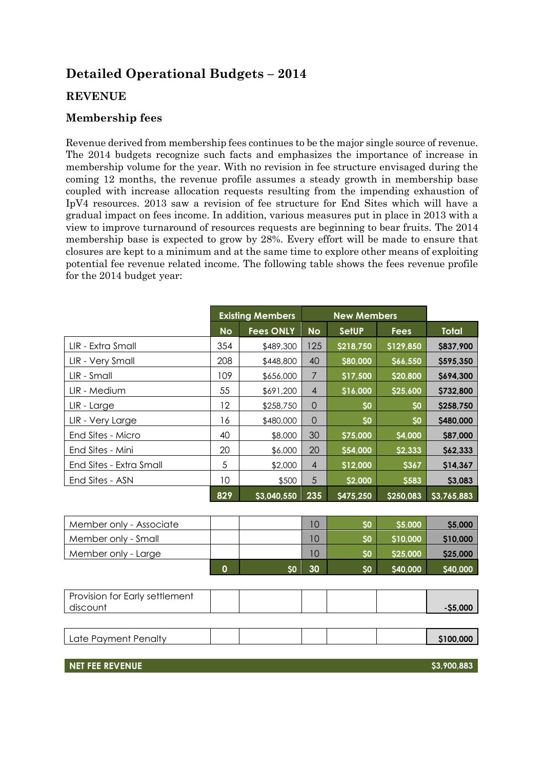# Detailed Operational Budgets – 2014

## REVENUE

### Membership fees

Revenue derived from membership fees continues to be the major single source of revenue. The 2014 budgets recognize such facts and emphasizes the importance of increase in membership volume for the year. With no revision in fee structure envisaged during the coming 12 months, the revenue profile assumes a steady growth in membership base coupled with increase allocation requests resulting from the impending exhaustion of IpV4 resources. 2013 saw a revision of fee structure for End Sites which will have a gradual impact on fees income. In addition, various measures put in place in 2013 with a view to improve turnaround of resources requests are beginning to bear fruits. The 2014 membership base is expected to grow by 28%. Every effort will be made to ensure that closures are kept to a minimum and at the same time to explore other means of exploiting potential fee revenue related income. The following table shows the fees revenue profile for the 2014 budget year:

| | Existing Members | | New Members | | | |
|---|---|---|---|---|---|---|
| | No | Fees ONLY | No | SetUP | Fees | Total |
| LIR - Extra Small | 354 | $489,300 | 125 | $218,750 | $129,850 | $837,900 |
| LIR - Very Small | 208 | $448,800 | 40 | $80,000 | $66,550 | $595,350 |
| LIR - Small | 109 | $656,000 | 7 | $17,500 | $20,800 | $694,300 |
| LIR - Medium | 55 | $691,200 | 4 | $16,000 | $25,600 | $732,800 |
| LIR - Large | 12 | $258,750 | 0 | $0 | $0 | $258,750 |
| LIR - Very Large | 16 | $480,000 | 0 | $0 | $0 | $480,000 |
| End Sites - Micro | 40 | $8,000 | 30 | $75,000 | $4,000 | $87,000 |
| End Sites - Mini | 20 | $6,000 | 20 | $54,000 | $2,333 | $62,333 |
| End Sites - Extra Small | 5 | $2,000 | 4 | $12,000 | $367 | $14,367 |
| End Sites - ASN | 10 | $500 | 5 | $2,000 | $583 | $3,083 |
| | 829 | $3,040,550 | 235 | $475,250 | $250,083 | $3,765,883 |
| Member only - Associate | | | 10 | $0 | $5,000 | $5,000 |
| Member only - Small | | | 10 | $0 | $10,000 | $10,000 |
| Member only - Large | | | 10 | $0 | $25,000 | $25,000 |
| | 0 | $0 | 30 | $0 | $40,000 | $40,000 |
| Provision for Early settlement discount | | | | | | -$5,000 |
| Late Payment Penalty | | | | | | $100,000 |
| **NET FEE REVENUE** | | | | | | **$3,900,883** |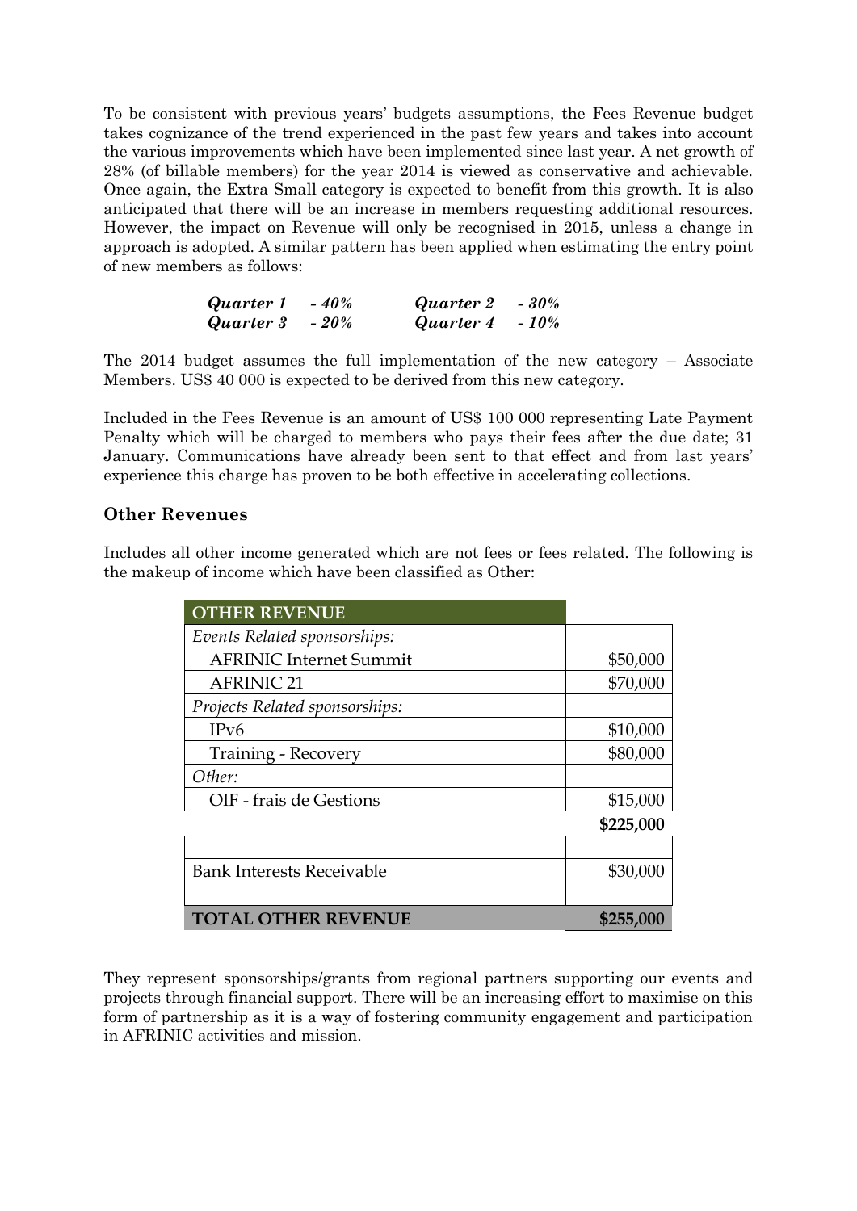To be consistent with previous years' budgets assumptions, the Fees Revenue budget takes cognizance of the trend experienced in the past few years and takes into account the various improvements which have been implemented since last year. A net growth of 28% (of billable members) for the year 2014 is viewed as conservative and achievable. Once again, the Extra Small category is expected to benefit from this growth. It is also anticipated that there will be an increase in members requesting additional resources. However, the impact on Revenue will only be recognised in 2015, unless a change in approach is adopted. A similar pattern has been applied when estimating the entry point of new members as follows:

| | | | |
|---|---|---|---|
| ***Quarter 1*** | ***- 40%*** | ***Quarter 2*** | ***- 30%*** |
| ***Quarter 3*** | ***- 20%*** | ***Quarter 4*** | ***- 10%*** |

The 2014 budget assumes the full implementation of the new category – Associate Members. US$ 40 000 is expected to be derived from this new category.

Included in the Fees Revenue is an amount of US$ 100 000 representing Late Payment Penalty which will be charged to members who pays their fees after the due date; 31 January. Communications have already been sent to that effect and from last years' experience this charge has proven to be both effective in accelerating collections.

## Other Revenues

Includes all other income generated which are not fees or fees related. The following is the makeup of income which have been classified as Other:

| **OTHER REVENUE** | |
|---|---|
| *Events Related sponsorships:* | |
| AFRINIC Internet Summit | $50,000 |
| AFRINIC 21 | $70,000 |
| *Projects Related sponsorships:* | |
| IPv6 | $10,000 |
| Training - Recovery | $80,000 |
| *Other:* | |
| OIF - frais de Gestions | $15,000 |
| | **$225,000** |
| | |
| Bank Interests Receivable | $30,000 |
| | |
| **TOTAL OTHER REVENUE** | **$255,000** |

They represent sponsorships/grants from regional partners supporting our events and projects through financial support. There will be an increasing effort to maximise on this form of partnership as it is a way of fostering community engagement and participation in AFRINIC activities and mission.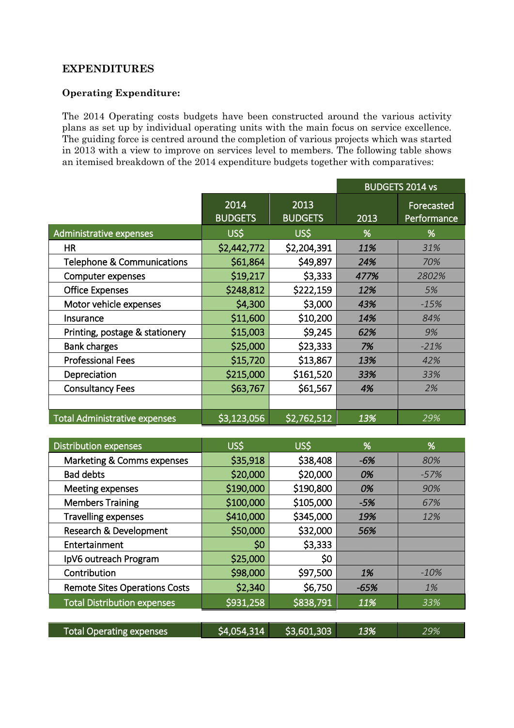## EXPENDITURES

### Operating Expenditure:

The 2014 Operating costs budgets have been constructed around the various activity plans as set up by individual operating units with the main focus on service excellence. The guiding force is centred around the completion of various projects which was started in 2013 with a view to improve on services level to members. The following table shows an itemised breakdown of the 2014 expenditure budgets together with comparatives:

| | 2014 BUDGETS | 2013 BUDGETS | BUDGETS 2014 vs 2013 | BUDGETS 2014 vs Forecasted Performance |
|---|---|---|---|---|
| **Administrative expenses** | US$ | US$ | % | % |
| HR | $2,442,772 | $2,204,391 | 11% | 31% |
| Telephone & Communications | $61,864 | $49,897 | 24% | 70% |
| Computer expenses | $19,217 | $3,333 | 477% | 2802% |
| Office Expenses | $248,812 | $222,159 | 12% | 5% |
| Motor vehicle expenses | $4,300 | $3,000 | 43% | -15% |
| Insurance | $11,600 | $10,200 | 14% | 84% |
| Printing, postage & stationery | $15,003 | $9,245 | 62% | 9% |
| Bank charges | $25,000 | $23,333 | 7% | -21% |
| Professional Fees | $15,720 | $13,867 | 13% | 42% |
| Depreciation | $215,000 | $161,520 | 33% | 33% |
| Consultancy Fees | $63,767 | $61,567 | 4% | 2% |
| | | | | |
| **Total Administrative expenses** | $3,123,056 | $2,762,512 | 13% | 29% |
| **Distribution expenses** | US$ | US$ | % | % |
| Marketing & Comms expenses | $35,918 | $38,408 | -6% | 80% |
| Bad debts | $20,000 | $20,000 | 0% | -57% |
| Meeting expenses | $190,000 | $190,800 | 0% | 90% |
| Members Training | $100,000 | $105,000 | -5% | 67% |
| Travelling expenses | $410,000 | $345,000 | 19% | 12% |
| Research & Development | $50,000 | $32,000 | 56% | |
| Entertainment | $0 | $3,333 | | |
| IpV6 outreach Program | $25,000 | $0 | | |
| Contribution | $98,000 | $97,500 | 1% | -10% |
| Remote Sites Operations Costs | $2,340 | $6,750 | -65% | 1% |
| **Total Distribution expenses** | $931,258 | $838,791 | 11% | 33% |
| | | | | |
| **Total Operating expenses** | $4,054,314 | $3,601,303 | 13% | 29% |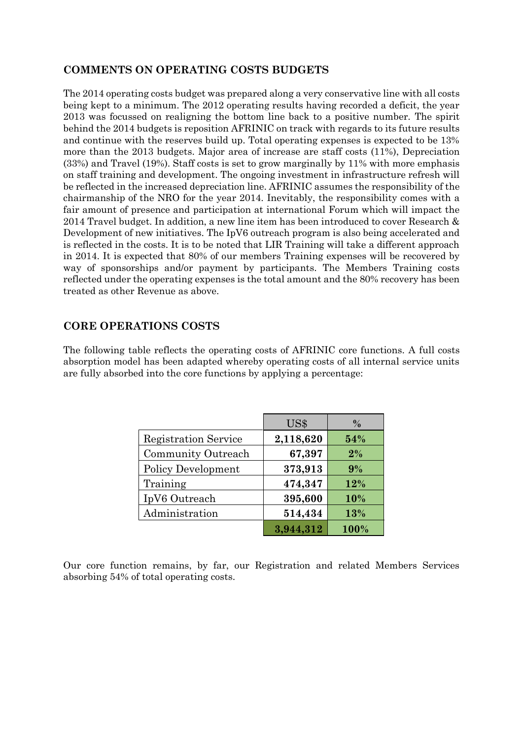## COMMENTS ON OPERATING COSTS BUDGETS

The 2014 operating costs budget was prepared along a very conservative line with all costs being kept to a minimum. The 2012 operating results having recorded a deficit, the year 2013 was focussed on realigning the bottom line back to a positive number. The spirit behind the 2014 budgets is reposition AFRINIC on track with regards to its future results and continue with the reserves build up. Total operating expenses is expected to be 13% more than the 2013 budgets. Major area of increase are staff costs (11%), Depreciation (33%) and Travel (19%). Staff costs is set to grow marginally by 11% with more emphasis on staff training and development. The ongoing investment in infrastructure refresh will be reflected in the increased depreciation line. AFRINIC assumes the responsibility of the chairmanship of the NRO for the year 2014. Inevitably, the responsibility comes with a fair amount of presence and participation at international Forum which will impact the 2014 Travel budget. In addition, a new line item has been introduced to cover Research & Development of new initiatives. The IpV6 outreach program is also being accelerated and is reflected in the costs. It is to be noted that LIR Training will take a different approach in 2014. It is expected that 80% of our members Training expenses will be recovered by way of sponsorships and/or payment by participants. The Members Training costs reflected under the operating expenses is the total amount and the 80% recovery has been treated as other Revenue as above.

## CORE OPERATIONS COSTS

The following table reflects the operating costs of AFRINIC core functions. A full costs absorption model has been adapted whereby operating costs of all internal service units are fully absorbed into the core functions by applying a percentage:

| | US$ | % |
|---|---|---|
| Registration Service | **2,118,620** | **54%** |
| Community Outreach | **67,397** | **2%** |
| Policy Development | **373,913** | **9%** |
| Training | **474,347** | **12%** |
| IpV6 Outreach | **395,600** | **10%** |
| Administration | **514,434** | **13%** |
| | **3,944,312** | **100%** |

Our core function remains, by far, our Registration and related Members Services absorbing 54% of total operating costs.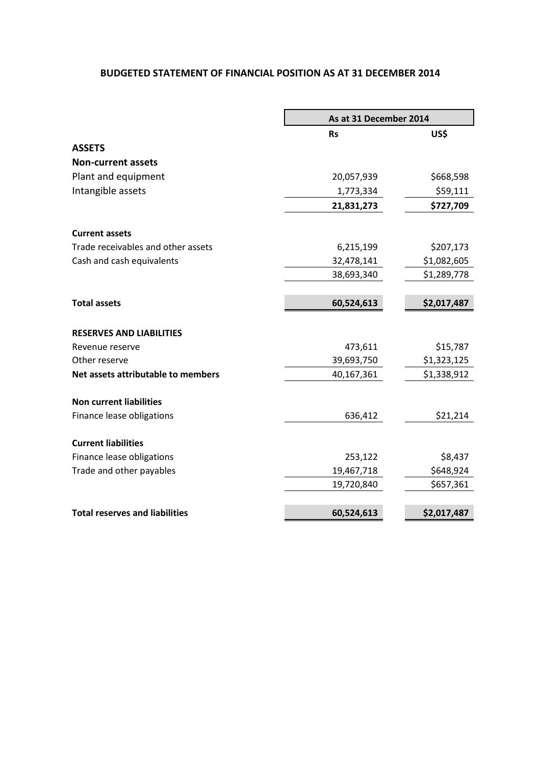# BUDGETED STATEMENT OF FINANCIAL POSITION AS AT 31 DECEMBER 2014

| | As at 31 December 2014 | |
|---|---|---|
| | **Rs** | **US$** |
| **ASSETS** | | |
| **Non-current assets** | | |
| Plant and equipment | 20,057,939 | $668,598 |
| Intangible assets | 1,773,334 | $59,111 |
| | **21,831,273** | **$727,709** |
| | | |
| **Current assets** | | |
| Trade receivables and other assets | 6,215,199 | $207,173 |
| Cash and cash equivalents | 32,478,141 | $1,082,605 |
| | 38,693,340 | $1,289,778 |
| | | |
| **Total assets** | **60,524,613** | **$2,017,487** |
| | | |
| **RESERVES AND LIABILITIES** | | |
| Revenue reserve | 473,611 | $15,787 |
| Other reserve | 39,693,750 | $1,323,125 |
| **Net assets attributable to members** | 40,167,361 | $1,338,912 |
| | | |
| **Non current liabilities** | | |
| Finance lease obligations | 636,412 | $21,214 |
| | | |
| **Current liabilities** | | |
| Finance lease obligations | 253,122 | $8,437 |
| Trade and other payables | 19,467,718 | $648,924 |
| | 19,720,840 | $657,361 |
| | | |
| **Total reserves and liabilities** | **60,524,613** | **$2,017,487** |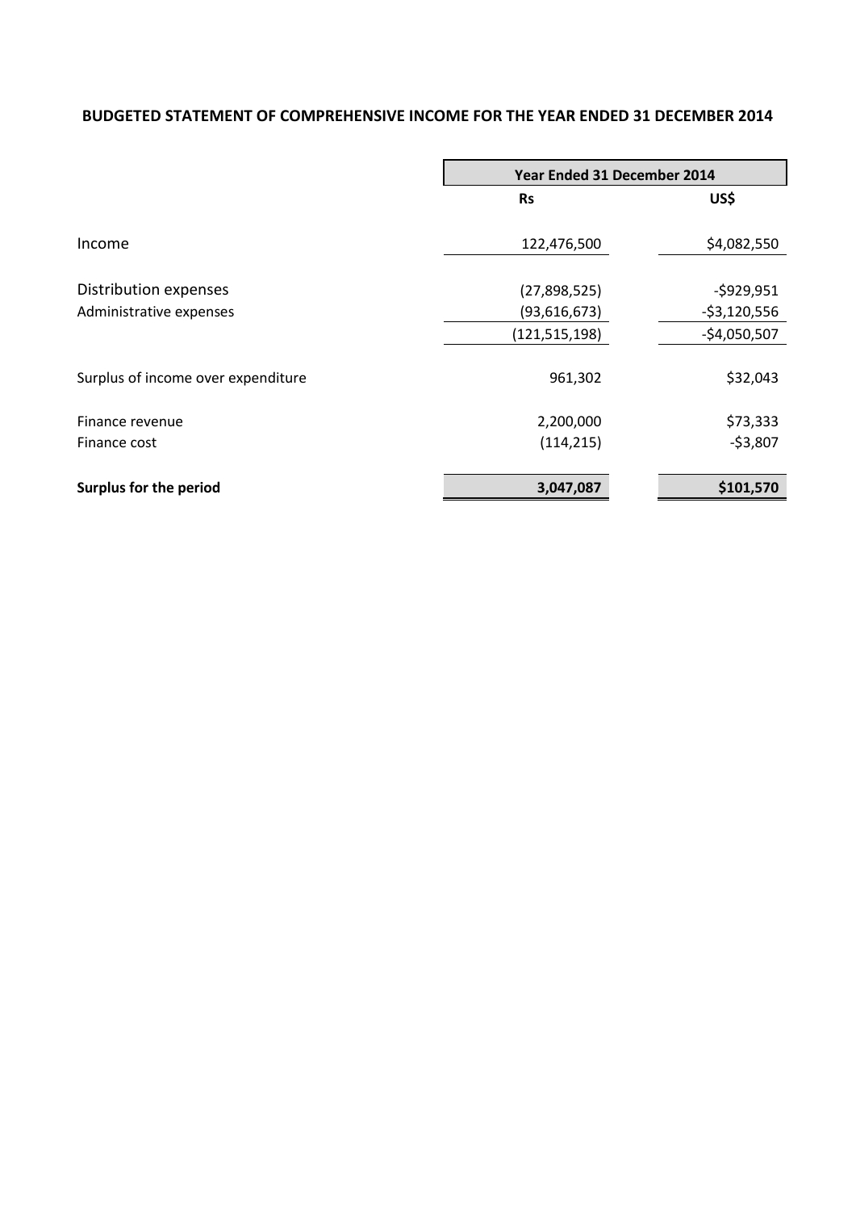## BUDGETED STATEMENT OF COMPREHENSIVE INCOME FOR THE YEAR ENDED 31 DECEMBER 2014

| | Year Ended 31 December 2014 | |
|---|---|---|
| | **Rs** | **US$** |
| Income | 122,476,500 | $4,082,550 |
| Distribution expenses | (27,898,525) | -$929,951 |
| Administrative expenses | (93,616,673) | -$3,120,556 |
| | (121,515,198) | -$4,050,507 |
| Surplus of income over expenditure | 961,302 | $32,043 |
| Finance revenue | 2,200,000 | $73,333 |
| Finance cost | (114,215) | -$3,807 |
| **Surplus for the period** | **3,047,087** | **$101,570** |